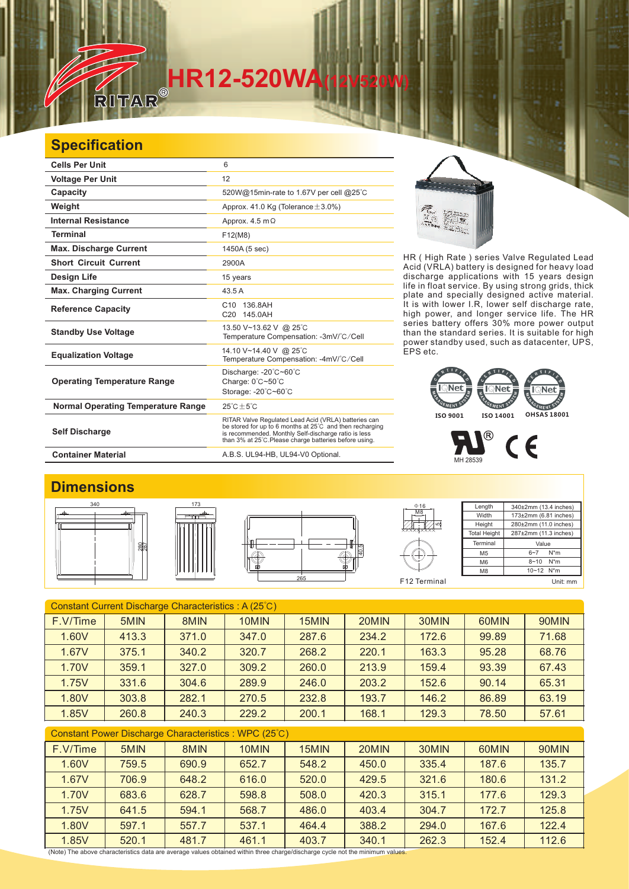# HR12-520WA(12V520W)

## Specification

| | |
|---|---|
| **Cells Per Unit** | 6 |
| **Voltage Per Unit** | 12 |
| **Capacity** | 520W@15min-rate to 1.67V per cell @25°C |
| **Weight** | Approx. 41.0 Kg (Tolerance±3.0%) |
| **Internal Resistance** | Approx. 4.5 mΩ |
| **Terminal** | F12(M8) |
| **Max. Discharge Current** | 1450A (5 sec) |
| **Short Circuit Current** | 2900A |
| **Design Life** | 15 years |
| **Max. Charging Current** | 43.5 A |
| **Reference Capacity** | C10 136.8AH<br>C20 145.0AH |
| **Standby Use Voltage** | 13.50 V~13.62 V @ 25°C<br>Temperature Compensation: -3mV/°C/Cell |
| **Equalization Voltage** | 14.10 V~14.40 V @ 25°C<br>Temperature Compensation: -4mV/°C/Cell |
| **Operating Temperature Range** | Discharge: -20°C~60°C<br>Charge: 0°C~50°C<br>Storage: -20°C~60°C |
| **Normal Operating Temperature Range** | 25°C±5°C |
| **Self Discharge** | RITAR Valve Regulated Lead Acid (VRLA) batteries can be stored for up to 6 months at 25°C and then recharging is recommended. Monthly Self-discharge ratio is less than 3% at 25°C.Please charge batteries before using. |
| **Container Material** | A.B.S. UL94-HB, UL94-V0 Optional. |

HR ( High Rate ) series Valve Regulated Lead Acid (VRLA) battery is designed for heavy load discharge applications with 15 years design life in float service. By using strong grids, thick plate and specially designed active material. It is with lower I.R, lower self discharge rate, high power, and longer service life. The HR series battery offers 30% more power output than the standard series. It is suitable for high power standby used, such as datacenter, UPS, EPS etc.

ISO 9001 ISO 14001 OHSAS 18001

MH 28539

## Dimensions

340 173 280 287 265 40.5 Φ16 M8

F12 Terminal

| Length | 340±2mm (13.4 inches) |
|---|---|
| Width | 173±2mm (6.81 inches) |
| Height | 280±2mm (11.0 inches) |
| Total Height | 287±2mm (11.3 inches) |
| Terminal | Value |
| M5 | 6~7 N*m |
| M6 | 8~10 N*m |
| M8 | 10~12 N*m |

Unit: mm

Constant Current Discharge Characteristics : A (25°C)

| F.V/Time | 5MIN | 8MIN | 10MIN | 15MIN | 20MIN | 30MIN | 60MIN | 90MIN |
|---|---|---|---|---|---|---|---|---|
| 1.60V | 413.3 | 371.0 | 347.0 | 287.6 | 234.2 | 172.6 | 99.89 | 71.68 |
| 1.67V | 375.1 | 340.2 | 320.7 | 268.2 | 220.1 | 163.3 | 95.28 | 68.76 |
| 1.70V | 359.1 | 327.0 | 309.2 | 260.0 | 213.9 | 159.4 | 93.39 | 67.43 |
| 1.75V | 331.6 | 304.6 | 289.9 | 246.0 | 203.2 | 152.6 | 90.14 | 65.31 |
| 1.80V | 303.8 | 282.1 | 270.5 | 232.8 | 193.7 | 146.2 | 86.89 | 63.19 |
| 1.85V | 260.8 | 240.3 | 229.2 | 200.1 | 168.1 | 129.3 | 78.50 | 57.61 |

Constant Power Discharge Characteristics : WPC (25°C)

| F.V/Time | 5MIN | 8MIN | 10MIN | 15MIN | 20MIN | 30MIN | 60MIN | 90MIN |
|---|---|---|---|---|---|---|---|---|
| 1.60V | 759.5 | 690.9 | 652.7 | 548.2 | 450.0 | 335.4 | 187.6 | 135.7 |
| 1.67V | 706.9 | 648.2 | 616.0 | 520.0 | 429.5 | 321.6 | 180.6 | 131.2 |
| 1.70V | 683.6 | 628.7 | 598.8 | 508.0 | 420.3 | 315.1 | 177.6 | 129.3 |
| 1.75V | 641.5 | 594.1 | 568.7 | 486.0 | 403.4 | 304.7 | 172.7 | 125.8 |
| 1.80V | 597.1 | 557.7 | 537.1 | 464.4 | 388.2 | 294.0 | 167.6 | 122.4 |
| 1.85V | 520.1 | 481.7 | 461.1 | 403.7 | 340.1 | 262.3 | 152.4 | 112.6 |

(Note) The above characteristics data are average values obtained within three charge/discharge cycle not the minimum values.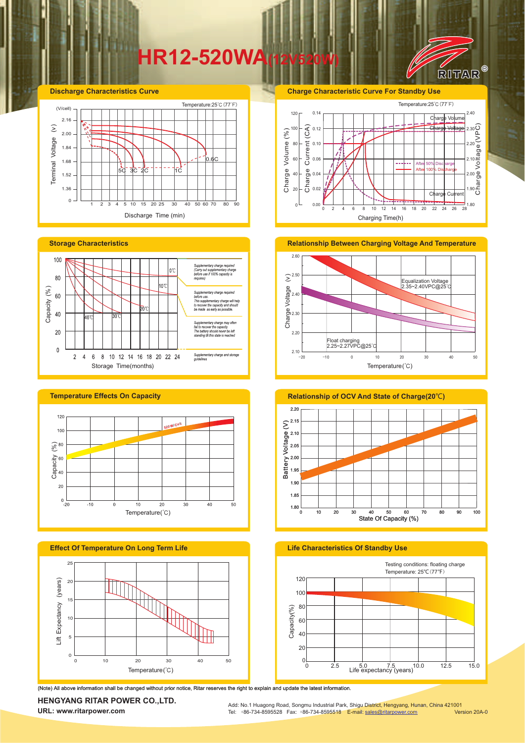# HR12-520WA(12V520W)

RITAR®

## Discharge Characteristics Curve

Temperature:25°C (77°F)

(V/cell)

Terminal Voltage (v)

2.16
2.00
1.84
1.68
1.52
1.36
0

1 2 3 4 5 10 15 20 25 30 40 50 60 70 80 90

Discharge Time (min)

5C 3C 2C 1C 0.6C

## Charge Characteristic Curve For Standby Use

Temperature:25°C (77°F)

Charge Volume (%)
120 100 80 60 40 20 0

Charge Current (CA)
0.14 0.12 0.10 0.06 0.04 0.02 0.00

Charge Voltage (VPC)
2.40 2.30 2.20 2.10 2.00 1.90 1.80

0 2 4 6 8 10 12 14 16 18 20 22 24 26 28

Charging Time(h)

Charge Volume
Charge Voltage
Charge Current
After 50% Discharge
After 100% Discharge

## Storage Characteristics

Capacity (%)
100 80 60 40 20 0

2 4 6 8 10 12 14 16 18 20 22 24

Storage Time(months)

0°C 10°C 20°C 30°C 40°C

Supplementary charge required (Carry out supplementary charge before use if 100% capacity is required)

Supplementary charge required before use. This supplementary charge will help to recover the capacity and should be made as early as possible.

Supplementary charge may often fail to recover the capacity. The battery should never be left standing till this state is reached

Supplementary charge and storage guidelines

## Relationship Between Charging Voltage And Temperature

Charge Voltage (v)
2.60 2.50 2.40 2.30 2.20 2.10

−20 −10 0 10 20 30 40 50

Temperature(°C)

Equalization Voltage
2.35~2.40VPC@25°C

Float charging
2.25~2.27VPC@25°C

## Temperature Effects On Capacity

Capacity (%)
120 100 80 60 40 20 0

-20 -10 0 10 20 30 40 50

Temperature(°C)

520W/Cell

## Relationship of OCV And State of Charge(20℃)

Battery Voltage (V)
2.20 2.15 2.10 2.05 2.00 1.95 1.90 1.85 1.80

0 10 20 30 40 50 60 70 80 90 100

State Of Capacity (%)

## Effect Of Temperature On Long Term Life

Lift Expectancy (years)
25 20 15 10 5 0

0 10 20 30 40 50

Temperature(°C)

## Life Characteristics Of Standby Use

Testing conditions: floating charge
Temperature: 25℃(77℉)

Capacity(%)
120 100 80 60 40 20 0

0 2.5 5.0 7.5 10.0 12.5 15.0

Life expectancy (years)

(Note) All above information shall be changed without prior notice, Ritar reserves the right to explain and update the latest information.

**HENGYANG RITAR POWER CO.,LTD.**
**URL: www.ritarpower.com**

Add: No.1 Huagong Road, Songmu Industrial Park, Shigu District, Hengyang, Hunan, China 421001
Tel: +86-734-8595528 Fax: +86-734-8595518 E-mail: sales@ritarpower.com

Version 20A-0